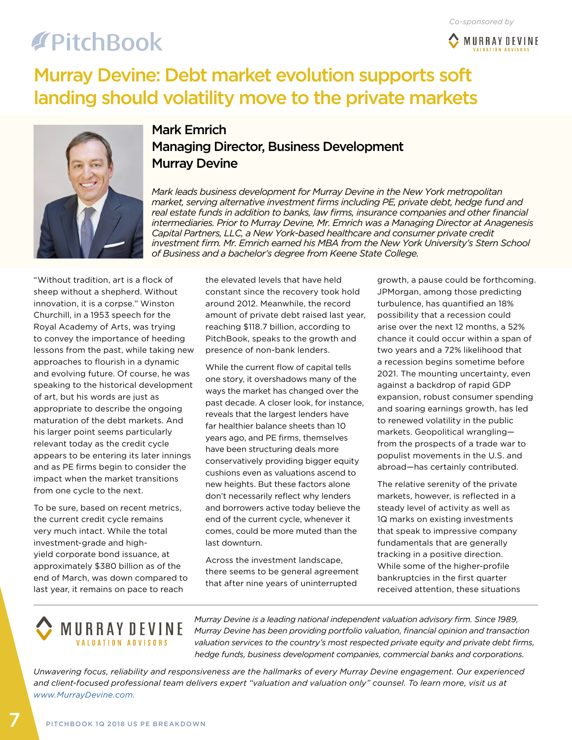*Co-sponsored by*

# Murray Devine: Debt market evolution supports soft landing should volatility move to the private markets

## Mark Emrich
## Managing Director, Business Development
## Murray Devine

*Mark leads business development for Murray Devine in the New York metropolitan market, serving alternative investment firms including PE, private debt, hedge fund and real estate funds in addition to banks, law firms, insurance companies and other financial intermediaries. Prior to Murray Devine, Mr. Emrich was a Managing Director at Anagenesis Capital Partners, LLC, a New York-based healthcare and consumer private credit investment firm. Mr. Emrich earned his MBA from the New York University's Stern School of Business and a bachelor's degree from Keene State College.*

"Without tradition, art is a flock of sheep without a shepherd. Without innovation, it is a corpse." Winston Churchill, in a 1953 speech for the Royal Academy of Arts, was trying to convey the importance of heeding lessons from the past, while taking new approaches to flourish in a dynamic and evolving future. Of course, he was speaking to the historical development of art, but his words are just as appropriate to describe the ongoing maturation of the debt markets. And his larger point seems particularly relevant today as the credit cycle appears to be entering its later innings and as PE firms begin to consider the impact when the market transitions from one cycle to the next.

To be sure, based on recent metrics, the current credit cycle remains very much intact. While the total investment-grade and high-yield corporate bond issuance, at approximately $380 billion as of the end of March, was down compared to last year, it remains on pace to reach the elevated levels that have held constant since the recovery took hold around 2012. Meanwhile, the record amount of private debt raised last year, reaching $118.7 billion, according to PitchBook, speaks to the growth and presence of non-bank lenders.

While the current flow of capital tells one story, it overshadows many of the ways the market has changed over the past decade. A closer look, for instance, reveals that the largest lenders have far healthier balance sheets than 10 years ago, and PE firms, themselves have been structuring deals more conservatively providing bigger equity cushions even as valuations ascend to new heights. But these factors alone don't necessarily reflect why lenders and borrowers active today believe the end of the current cycle, whenever it comes, could be more muted than the last downturn.

Across the investment landscape, there seems to be general agreement that after nine years of uninterrupted growth, a pause could be forthcoming. JPMorgan, among those predicting turbulence, has quantified an 18% possibility that a recession could arise over the next 12 months, a 52% chance it could occur within a span of two years and a 72% likelihood that a recession begins sometime before 2021. The mounting uncertainty, even against a backdrop of rapid GDP expansion, robust consumer spending and soaring earnings growth, has led to renewed volatility in the public markets. Geopolitical wrangling—from the prospects of a trade war to populist movements in the U.S. and abroad—has certainly contributed.

The relative serenity of the private markets, however, is reflected in a steady level of activity as well as 1Q marks on existing investments that speak to impressive company fundamentals that are generally tracking in a positive direction. While some of the higher-profile bankruptcies in the first quarter received attention, these situations

*Murray Devine is a leading national independent valuation advisory firm. Since 1989, Murray Devine has been providing portfolio valuation, financial opinion and transaction valuation services to the country's most respected private equity and private debt firms, hedge funds, business development companies, commercial banks and corporations.*

*Unwavering focus, reliability and responsiveness are the hallmarks of every Murray Devine engagement. Our experienced and client-focused professional team delivers expert "valuation and valuation only" counsel. To learn more, visit us at www.MurrayDevine.com.*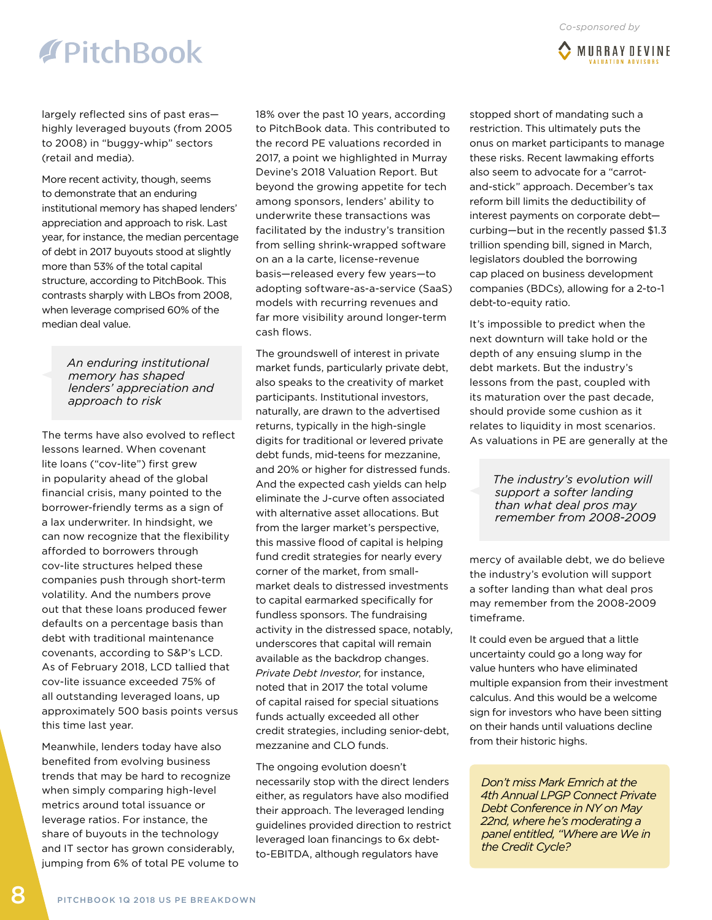largely reflected sins of past eras—highly leveraged buyouts (from 2005 to 2008) in "buggy-whip" sectors (retail and media).

More recent activity, though, seems to demonstrate that an enduring institutional memory has shaped lenders' appreciation and approach to risk. Last year, for instance, the median percentage of debt in 2017 buyouts stood at slightly more than 53% of the total capital structure, according to PitchBook. This contrasts sharply with LBOs from 2008, when leverage comprised 60% of the median deal value.

> *An enduring institutional memory has shaped lenders' appreciation and approach to risk*

The terms have also evolved to reflect lessons learned. When covenant lite loans ("cov-lite") first grew in popularity ahead of the global financial crisis, many pointed to the borrower-friendly terms as a sign of a lax underwriter. In hindsight, we can now recognize that the flexibility afforded to borrowers through cov-lite structures helped these companies push through short-term volatility. And the numbers prove out that these loans produced fewer defaults on a percentage basis than debt with traditional maintenance covenants, according to S&P's LCD. As of February 2018, LCD tallied that cov-lite issuance exceeded 75% of all outstanding leveraged loans, up approximately 500 basis points versus this time last year.

Meanwhile, lenders today have also benefited from evolving business trends that may be hard to recognize when simply comparing high-level metrics around total issuance or leverage ratios. For instance, the share of buyouts in the technology and IT sector has grown considerably, jumping from 6% of total PE volume to 18% over the past 10 years, according to PitchBook data. This contributed to the record PE valuations recorded in 2017, a point we highlighted in Murray Devine's 2018 Valuation Report. But beyond the growing appetite for tech among sponsors, lenders' ability to underwrite these transactions was facilitated by the industry's transition from selling shrink-wrapped software on an a la carte, license-revenue basis—released every few years—to adopting software-as-a-service (SaaS) models with recurring revenues and far more visibility around longer-term cash flows.

The groundswell of interest in private market funds, particularly private debt, also speaks to the creativity of market participants. Institutional investors, naturally, are drawn to the advertised returns, typically in the high-single digits for traditional or levered private debt funds, mid-teens for mezzanine, and 20% or higher for distressed funds. And the expected cash yields can help eliminate the J-curve often associated with alternative asset allocations. But from the larger market's perspective, this massive flood of capital is helping fund credit strategies for nearly every corner of the market, from small-market deals to distressed investments to capital earmarked specifically for fundless sponsors. The fundraising activity in the distressed space, notably, underscores that capital will remain available as the backdrop changes. *Private Debt Investor,* for instance, noted that in 2017 the total volume of capital raised for special situations funds actually exceeded all other credit strategies, including senior-debt, mezzanine and CLO funds.

The ongoing evolution doesn't necessarily stop with the direct lenders either, as regulators have also modified their approach. The leveraged lending guidelines provided direction to restrict leveraged loan financings to 6x debt-to-EBITDA, although regulators have stopped short of mandating such a restriction. This ultimately puts the onus on market participants to manage these risks. Recent lawmaking efforts also seem to advocate for a "carrot-and-stick" approach. December's tax reform bill limits the deductibility of interest payments on corporate debt—curbing—but in the recently passed $1.3 trillion spending bill, signed in March, legislators doubled the borrowing cap placed on business development companies (BDCs), allowing for a 2-to-1 debt-to-equity ratio.

It's impossible to predict when the next downturn will take hold or the depth of any ensuing slump in the debt markets. But the industry's lessons from the past, coupled with its maturation over the past decade, should provide some cushion as it relates to liquidity in most scenarios. As valuations in PE are generally at the mercy of available debt, we do believe the industry's evolution will support a softer landing than what deal pros may remember from the 2008-2009 timeframe.

> *The industry's evolution will support a softer landing than what deal pros may remember from 2008-2009*

It could even be argued that a little uncertainty could go a long way for value hunters who have eliminated multiple expansion from their investment calculus. And this would be a welcome sign for investors who have been sitting on their hands until valuations decline from their historic highs.

*Don't miss Mark Emrich at the 4th Annual LPGP Connect Private Debt Conference in NY on May 22nd, where he's moderating a panel entitled, "Where are We in the Credit Cycle?*